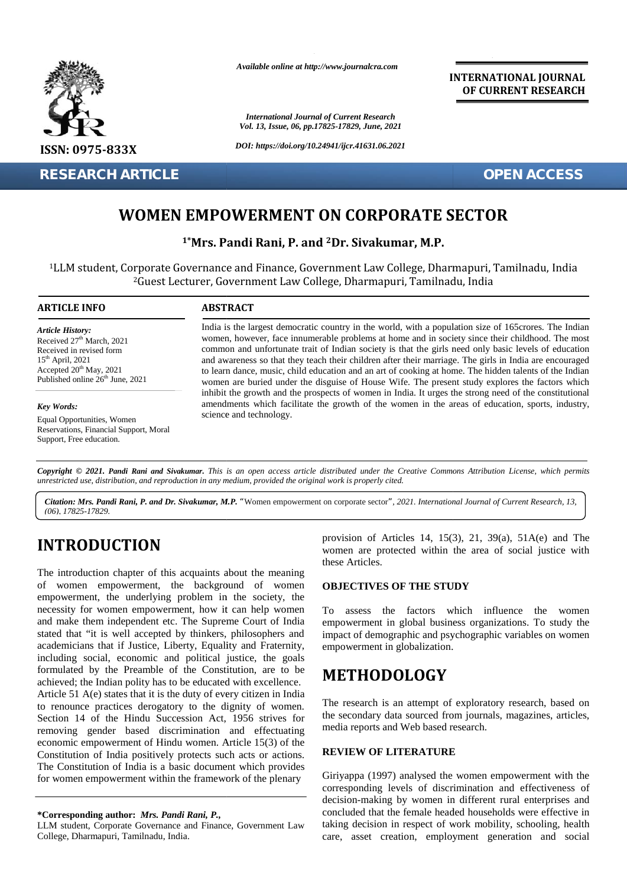Available online at http://www.journalcra.com

International Journal of Current Research
Vol. 13, Issue, 06, pp.17825-17829, June, 2021

DOI: https://doi.org/10.24941/ijcr.41631.06.2021

**INTERNATIONAL JOURNAL OF CURRENT RESEARCH**

ISSN: 0975-833X

**RESEARCH ARTICLE** **OPEN ACCESS**

# WOMEN EMPOWERMENT ON CORPORATE SECTOR

**[1*]Mrs. Pandi Rani, P. and [2]Dr. Sivakumar, M.P.**

[1]LLM student, Corporate Governance and Finance, Government Law College, Dharmapuri, Tamilnadu, India
[2]Guest Lecturer, Government Law College, Dharmapuri, Tamilnadu, India

### ARTICLE INFO

*Article History:*
Received 27th March, 2021
Received in revised form
15th April, 2021
Accepted 20th May, 2021
Published online 26th June, 2021

*Key Words:*
Equal Opportunities, Women Reservations, Financial Support, Moral Support, Free education.

### ABSTRACT

India is the largest democratic country in the world, with a population size of 165crores. The Indian women, however, face innumerable problems at home and in society since their childhood. The most common and unfortunate trait of Indian society is that the girls need only basic levels of education and awareness so that they teach their children after their marriage. The girls in India are encouraged to learn dance, music, child education and an art of cooking at home. The hidden talents of the Indian women are buried under the disguise of House Wife. The present study explores the factors which inhibit the growth and the prospects of women in India. It urges the strong need of the constitutional amendments which facilitate the growth of the women in the areas of education, sports, industry, science and technology.

*Copyright © 2021. **Pandi Rani and Sivakumar.** This is an open access article distributed under the Creative Commons Attribution License, which permits unrestricted use, distribution, and reproduction in any medium, provided the original work is properly cited.*

***Citation: Mrs. Pandi Rani, P. and Dr. Sivakumar, M.P.*** "Women empowerment on corporate sector"*, 2021. International Journal of Current Research, 13, (06), 17825-17829.*

# INTRODUCTION

The introduction chapter of this acquaints about the meaning of women empowerment, the background of women empowerment, the underlying problem in the society, the necessity for women empowerment, how it can help women and make them independent etc. The Supreme Court of India stated that "it is well accepted by thinkers, philosophers and academicians that if Justice, Liberty, Equality and Fraternity, including social, economic and political justice, the goals formulated by the Preamble of the Constitution, are to be achieved; the Indian polity has to be educated with excellence. Article 51 A(e) states that it is the duty of every citizen in India to renounce practices derogatory to the dignity of women. Section 14 of the Hindu Succession Act, 1956 strives for removing gender based discrimination and effectuating economic empowerment of Hindu women. Article 15(3) of the Constitution of India positively protects such acts or actions. The Constitution of India is a basic document which provides for women empowerment within the framework of the plenary provision of Articles 14, 15(3), 21, 39(a), 51A(e) and The women are protected within the area of social justice with these Articles.

### OBJECTIVES OF THE STUDY

To assess the factors which influence the women empowerment in global business organizations. To study the impact of demographic and psychographic variables on women empowerment in globalization.

# METHODOLOGY

The research is an attempt of exploratory research, based on the secondary data sourced from journals, magazines, articles, media reports and Web based research.

### REVIEW OF LITERATURE

Giriyappa (1997) analysed the women empowerment with the corresponding levels of discrimination and effectiveness of decision-making by women in different rural enterprises and concluded that the female headed households were effective in taking decision in respect of work mobility, schooling, health care, asset creation, employment generation and social

**\*Corresponding author:** ***Mrs. Pandi Rani, P.,***
LLM student, Corporate Governance and Finance, Government Law College, Dharmapuri, Tamilnadu, India.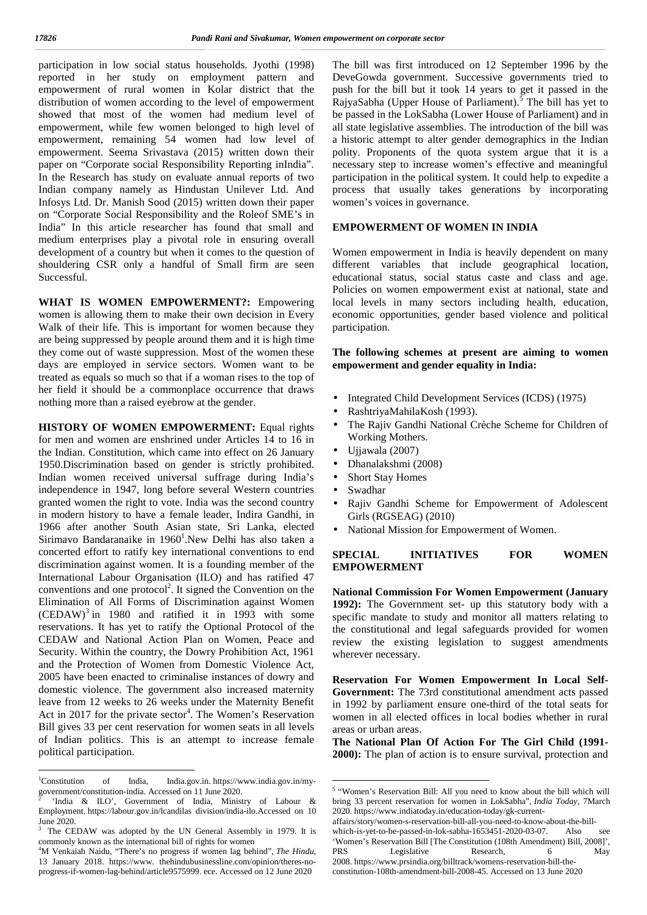participation in low social status households. Jyothi (1998) reported in her study on employment pattern and empowerment of rural women in Kolar district that the distribution of women according to the level of empowerment showed that most of the women had medium level of empowerment, while few women belonged to high level of empowerment, remaining 54 women had low level of empowerment. Seema Srivastava (2015) written down their paper on "Corporate social Responsibility Reporting inIndia". In the Research has study on evaluate annual reports of two Indian company namely as Hindustan Unilever Ltd. And Infosys Ltd. Dr. Manish Sood (2015) written down their paper on "Corporate Social Responsibility and the Roleof SME's in India" In this article researcher has found that small and medium enterprises play a pivotal role in ensuring overall development of a country but when it comes to the question of shouldering CSR only a handful of Small firm are seen Successful.

**WHAT IS WOMEN EMPOWERMENT?:** Empowering women is allowing them to make their own decision in Every Walk of their life. This is important for women because they are being suppressed by people around them and it is high time they come out of waste suppression. Most of the women these days are employed in service sectors. Women want to be treated as equals so much so that if a woman rises to the top of her field it should be a commonplace occurrence that draws nothing more than a raised eyebrow at the gender.

**HISTORY OF WOMEN EMPOWERMENT:** Equal rights for men and women are enshrined under Articles 14 to 16 in the Indian. Constitution, which came into effect on 26 January 1950.Discrimination based on gender is strictly prohibited. Indian women received universal suffrage during India's independence in 1947, long before several Western countries granted women the right to vote. India was the second country in modern history to have a female leader, Indira Gandhi, in 1966 after another South Asian state, Sri Lanka, elected Sirimavo Bandaranaike in 1960[1].New Delhi has also taken a concerted effort to ratify key international conventions to end discrimination against women. It is a founding member of the International Labour Organisation (ILO) and has ratified 47 conventions and one protocol[2]. It signed the Convention on the Elimination of All Forms of Discrimination against Women (CEDAW)[3] in 1980 and ratified it in 1993 with some reservations. It has yet to ratify the Optional Protocol of the CEDAW and National Action Plan on Women, Peace and Security. Within the country, the Dowry Prohibition Act, 1961 and the Protection of Women from Domestic Violence Act, 2005 have been enacted to criminalise instances of dowry and domestic violence. The government also increased maternity leave from 12 weeks to 26 weeks under the Maternity Benefit Act in 2017 for the private sector[4]. The Women's Reservation Bill gives 33 per cent reservation for women seats in all levels of Indian politics. This is an attempt to increase female political participation.

The bill was first introduced on 12 September 1996 by the DeveGowda government. Successive governments tried to push for the bill but it took 14 years to get it passed in the RajyaSabha (Upper House of Parliament).[5] The bill has yet to be passed in the LokSabha (Lower House of Parliament) and in all state legislative assemblies. The introduction of the bill was a historic attempt to alter gender demographics in the Indian polity. Proponents of the quota system argue that it is a necessary step to increase women's effective and meaningful participation in the political system. It could help to expedite a process that usually takes generations by incorporating women's voices in governance.

## EMPOWERMENT OF WOMEN IN INDIA

Women empowerment in India is heavily dependent on many different variables that include geographical location, educational status, social status caste and class and age. Policies on women empowerment exist at national, state and local levels in many sectors including health, education, economic opportunities, gender based violence and political participation.

**The following schemes at present are aiming to women empowerment and gender equality in India:**

- Integrated Child Development Services (ICDS) (1975)
- RashtriyaMahilaKosh (1993).
- The Rajiv Gandhi National Crèche Scheme for Children of Working Mothers.
- Ujjawala (2007)
- Dhanalakshmi (2008)
- Short Stay Homes
- Swadhar
- Rajiv Gandhi Scheme for Empowerment of Adolescent Girls (RGSEAG) (2010)
- National Mission for Empowerment of Women.

## SPECIAL INITIATIVES FOR WOMEN EMPOWERMENT

**National Commission For Women Empowerment (January 1992):** The Government set- up this statutory body with a specific mandate to study and monitor all matters relating to the constitutional and legal safeguards provided for women review the existing legislation to suggest amendments wherever necessary.

**Reservation For Women Empowerment In Local Self-Government:** The 73rd constitutional amendment acts passed in 1992 by parliament ensure one-third of the total seats for women in all elected offices in local bodies whether in rural areas or urban areas.

**The National Plan Of Action For The Girl Child (1991-2000):** The plan of action is to ensure survival, protection and

---

[1] Constitution of India, India.gov.in. https://www.india.gov.in/my-government/constitution-india. Accessed on 11 June 2020.

[2] 'India & ILO', Government of India, Ministry of Labour & Employment. https://labour.gov.in/lcandilas division/india-ilo.Accessed on 10 June 2020.

[3] The CEDAW was adopted by the UN General Assembly in 1979. It is commonly known as the international bill of rights for women

[4] M Venkaiah Naidu, "There's no progress if women lag behind", *The Hindu*, 13 January 2018. https://www. thehindubusinessline.com/opinion/theres-no-progress-if-women-lag-behind/article9575999. ece. Accessed on 12 June 2020

[5] "Women's Reservation Bill: All you need to know about the bill which will bring 33 percent reservation for women in LokSabha", *India Today*, 7March 2020. https://www.indiatoday.in/education-today/gk-current-affairs/story/women-s-reservation-bill-all-you-need-to-know-about-the-bill-which-is-yet-to-be-passed-in-lok-sabha-1653451-2020-03-07. Also see 'Women's Reservation Bill [The Constitution (108th Amendment) Bill, 2008]', PRS Legislative Research, 6 May 2008. https://www.prsindia.org/billtrack/womens-reservation-bill-the-constitution-108th-amendment-bill-2008-45. Accessed on 13 June 2020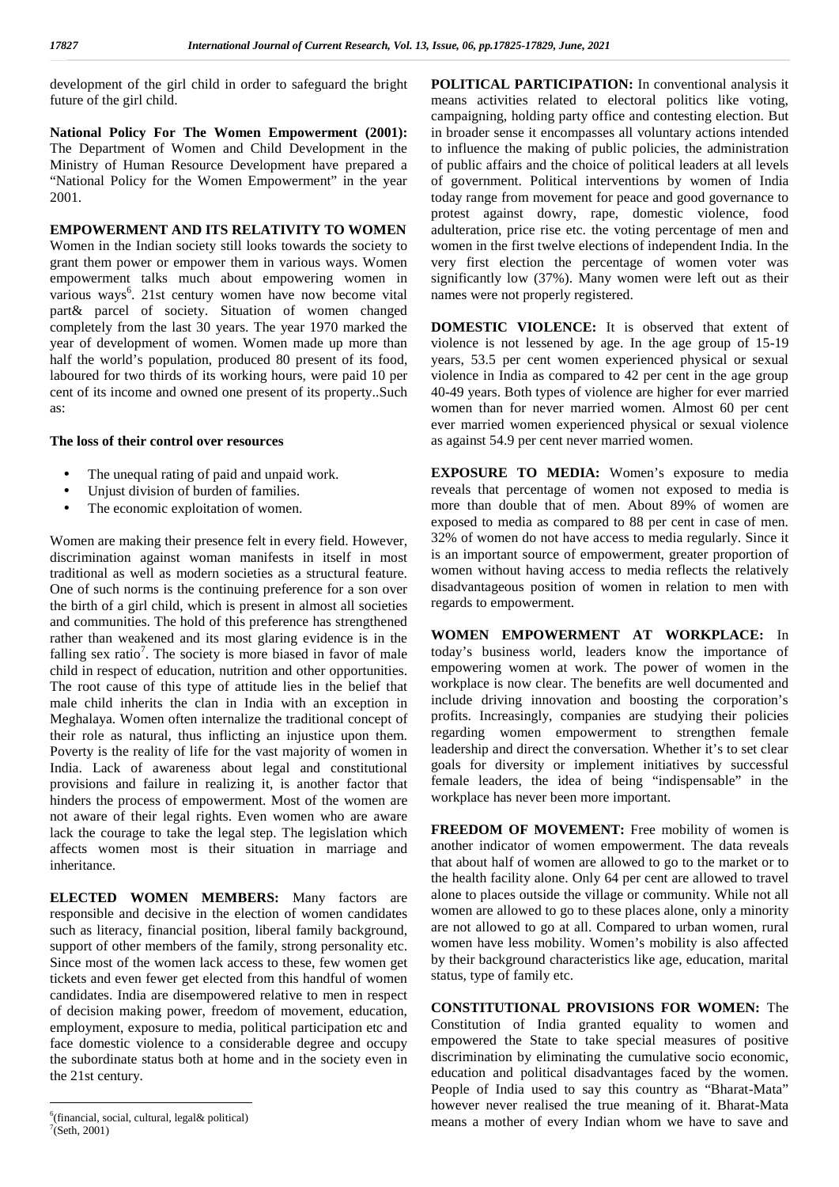development of the girl child in order to safeguard the bright future of the girl child.

**National Policy For The Women Empowerment (2001):** The Department of Women and Child Development in the Ministry of Human Resource Development have prepared a "National Policy for the Women Empowerment" in the year 2001.

**EMPOWERMENT AND ITS RELATIVITY TO WOMEN**

Women in the Indian society still looks towards the society to grant them power or empower them in various ways. Women empowerment talks much about empowering women in various ways[6]. 21st century women have now become vital part& parcel of society. Situation of women changed completely from the last 30 years. The year 1970 marked the year of development of women. Women made up more than half the world's population, produced 80 present of its food, laboured for two thirds of its working hours, were paid 10 per cent of its income and owned one present of its property..Such as:

**The loss of their control over resources**

- The unequal rating of paid and unpaid work.
- Unjust division of burden of families.
- The economic exploitation of women.

Women are making their presence felt in every field. However, discrimination against woman manifests in itself in most traditional as well as modern societies as a structural feature. One of such norms is the continuing preference for a son over the birth of a girl child, which is present in almost all societies and communities. The hold of this preference has strengthened rather than weakened and its most glaring evidence is in the falling sex ratio[7]. The society is more biased in favor of male child in respect of education, nutrition and other opportunities. The root cause of this type of attitude lies in the belief that male child inherits the clan in India with an exception in Meghalaya. Women often internalize the traditional concept of their role as natural, thus inflicting an injustice upon them. Poverty is the reality of life for the vast majority of women in India. Lack of awareness about legal and constitutional provisions and failure in realizing it, is another factor that hinders the process of empowerment. Most of the women are not aware of their legal rights. Even women who are aware lack the courage to take the legal step. The legislation which affects women most is their situation in marriage and inheritance.

**ELECTED WOMEN MEMBERS:** Many factors are responsible and decisive in the election of women candidates such as literacy, financial position, liberal family background, support of other members of the family, strong personality etc. Since most of the women lack access to these, few women get tickets and even fewer get elected from this handful of women candidates. India are disempowered relative to men in respect of decision making power, freedom of movement, education, employment, exposure to media, political participation etc and face domestic violence to a considerable degree and occupy the subordinate status both at home and in the society even in the 21st century.

[6](financial, social, cultural, legal& political)

[7](Seth, 2001)

**POLITICAL PARTICIPATION:** In conventional analysis it means activities related to electoral politics like voting, campaigning, holding party office and contesting election. But in broader sense it encompasses all voluntary actions intended to influence the making of public policies, the administration of public affairs and the choice of political leaders at all levels of government. Political interventions by women of India today range from movement for peace and good governance to protest against dowry, rape, domestic violence, food adulteration, price rise etc. the voting percentage of men and women in the first twelve elections of independent India. In the very first election the percentage of women voter was significantly low (37%). Many women were left out as their names were not properly registered.

**DOMESTIC VIOLENCE:** It is observed that extent of violence is not lessened by age. In the age group of 15-19 years, 53.5 per cent women experienced physical or sexual violence in India as compared to 42 per cent in the age group 40-49 years. Both types of violence are higher for ever married women than for never married women. Almost 60 per cent ever married women experienced physical or sexual violence as against 54.9 per cent never married women.

**EXPOSURE TO MEDIA:** Women's exposure to media reveals that percentage of women not exposed to media is more than double that of men. About 89% of women are exposed to media as compared to 88 per cent in case of men. 32% of women do not have access to media regularly. Since it is an important source of empowerment, greater proportion of women without having access to media reflects the relatively disadvantageous position of women in relation to men with regards to empowerment.

**WOMEN EMPOWERMENT AT WORKPLACE:** In today's business world, leaders know the importance of empowering women at work. The power of women in the workplace is now clear. The benefits are well documented and include driving innovation and boosting the corporation's profits. Increasingly, companies are studying their policies regarding women empowerment to strengthen female leadership and direct the conversation. Whether it's to set clear goals for diversity or implement initiatives by successful female leaders, the idea of being "indispensable" in the workplace has never been more important.

**FREEDOM OF MOVEMENT:** Free mobility of women is another indicator of women empowerment. The data reveals that about half of women are allowed to go to the market or to the health facility alone. Only 64 per cent are allowed to travel alone to places outside the village or community. While not all women are allowed to go to these places alone, only a minority are not allowed to go at all. Compared to urban women, rural women have less mobility. Women's mobility is also affected by their background characteristics like age, education, marital status, type of family etc.

**CONSTITUTIONAL PROVISIONS FOR WOMEN:** The Constitution of India granted equality to women and empowered the State to take special measures of positive discrimination by eliminating the cumulative socio economic, education and political disadvantages faced by the women. People of India used to say this country as "Bharat-Mata" however never realised the true meaning of it. Bharat-Mata means a mother of every Indian whom we have to save and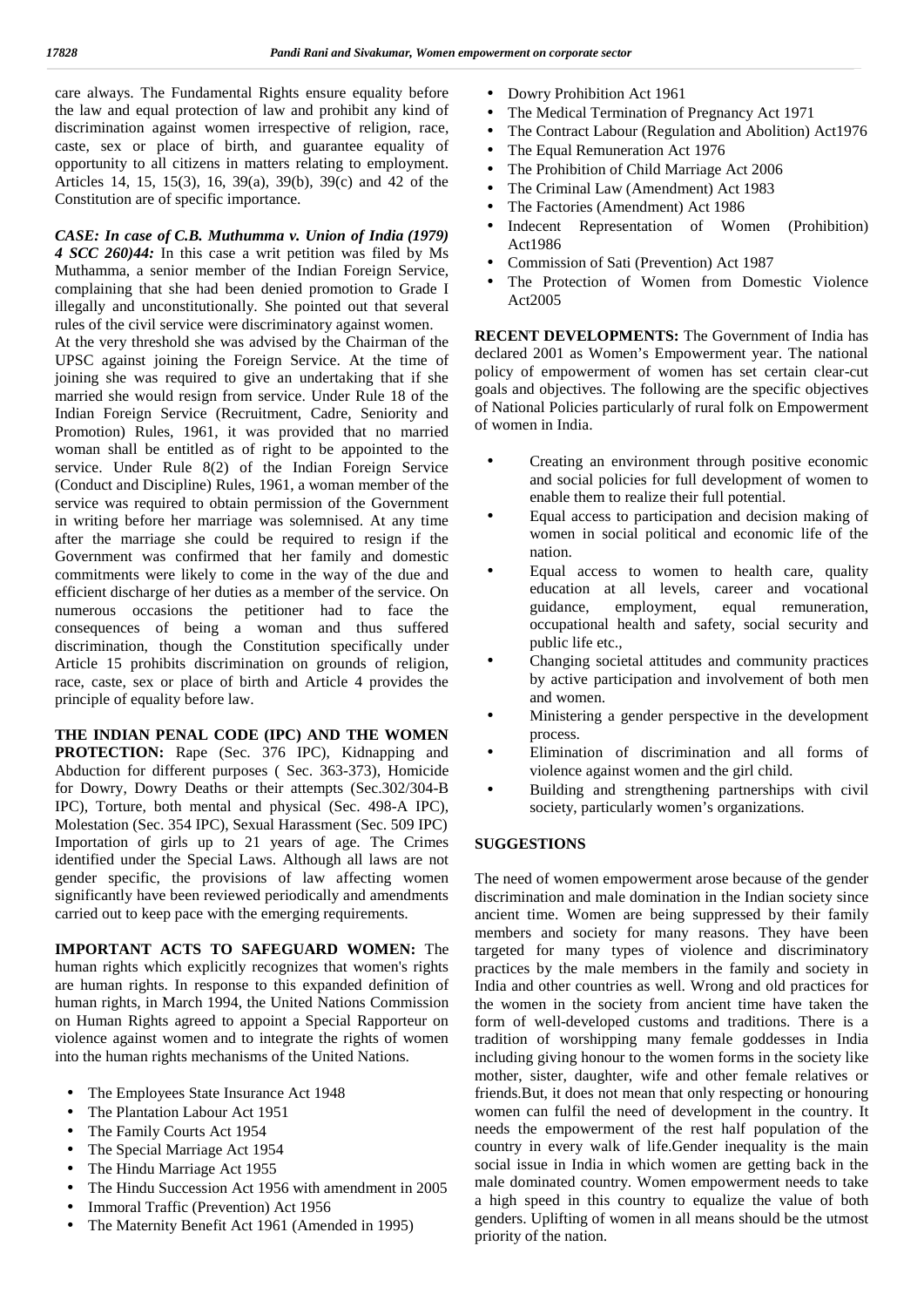care always. The Fundamental Rights ensure equality before the law and equal protection of law and prohibit any kind of discrimination against women irrespective of religion, race, caste, sex or place of birth, and guarantee equality of opportunity to all citizens in matters relating to employment. Articles 14, 15, 15(3), 16, 39(a), 39(b), 39(c) and 42 of the Constitution are of specific importance.

***CASE: In case of C.B. Muthumma v. Union of India (1979) 4 SCC 260)44:*** In this case a writ petition was filed by Ms Muthamma, a senior member of the Indian Foreign Service, complaining that she had been denied promotion to Grade I illegally and unconstitutionally. She pointed out that several rules of the civil service were discriminatory against women.
At the very threshold she was advised by the Chairman of the UPSC against joining the Foreign Service. At the time of joining she was required to give an undertaking that if she married she would resign from service. Under Rule 18 of the Indian Foreign Service (Recruitment, Cadre, Seniority and Promotion) Rules, 1961, it was provided that no married woman shall be entitled as of right to be appointed to the service. Under Rule 8(2) of the Indian Foreign Service (Conduct and Discipline) Rules, 1961, a woman member of the service was required to obtain permission of the Government in writing before her marriage was solemnised. At any time after the marriage she could be required to resign if the Government was confirmed that her family and domestic commitments were likely to come in the way of the due and efficient discharge of her duties as a member of the service. On numerous occasions the petitioner had to face the consequences of being a woman and thus suffered discrimination, though the Constitution specifically under Article 15 prohibits discrimination on grounds of religion, race, caste, sex or place of birth and Article 4 provides the principle of equality before law.

**THE INDIAN PENAL CODE (IPC) AND THE WOMEN PROTECTION:** Rape (Sec. 376 IPC), Kidnapping and Abduction for different purposes ( Sec. 363-373), Homicide for Dowry, Dowry Deaths or their attempts (Sec.302/304-B IPC), Torture, both mental and physical (Sec. 498-A IPC), Molestation (Sec. 354 IPC), Sexual Harassment (Sec. 509 IPC) Importation of girls up to 21 years of age. The Crimes identified under the Special Laws. Although all laws are not gender specific, the provisions of law affecting women significantly have been reviewed periodically and amendments carried out to keep pace with the emerging requirements.

**IMPORTANT ACTS TO SAFEGUARD WOMEN:** The human rights which explicitly recognizes that women's rights are human rights. In response to this expanded definition of human rights, in March 1994, the United Nations Commission on Human Rights agreed to appoint a Special Rapporteur on violence against women and to integrate the rights of women into the human rights mechanisms of the United Nations.

- The Employees State Insurance Act 1948
- The Plantation Labour Act 1951
- The Family Courts Act 1954
- The Special Marriage Act 1954
- The Hindu Marriage Act 1955
- The Hindu Succession Act 1956 with amendment in 2005
- Immoral Traffic (Prevention) Act 1956
- The Maternity Benefit Act 1961 (Amended in 1995)
- Dowry Prohibition Act 1961
- The Medical Termination of Pregnancy Act 1971
- The Contract Labour (Regulation and Abolition) Act1976
- The Equal Remuneration Act 1976
- The Prohibition of Child Marriage Act 2006
- The Criminal Law (Amendment) Act 1983
- The Factories (Amendment) Act 1986
- Indecent Representation of Women (Prohibition) Act1986
- Commission of Sati (Prevention) Act 1987
- The Protection of Women from Domestic Violence Act2005

**RECENT DEVELOPMENTS:** The Government of India has declared 2001 as Women's Empowerment year. The national policy of empowerment of women has set certain clear-cut goals and objectives. The following are the specific objectives of National Policies particularly of rural folk on Empowerment of women in India.

- Creating an environment through positive economic and social policies for full development of women to enable them to realize their full potential.
- Equal access to participation and decision making of women in social political and economic life of the nation.
- Equal access to women to health care, quality education at all levels, career and vocational guidance, employment, equal remuneration, occupational health and safety, social security and public life etc.,
- Changing societal attitudes and community practices by active participation and involvement of both men and women.
- Ministering a gender perspective in the development process.
- Elimination of discrimination and all forms of violence against women and the girl child.
- Building and strengthening partnerships with civil society, particularly women's organizations.

## SUGGESTIONS

The need of women empowerment arose because of the gender discrimination and male domination in the Indian society since ancient time. Women are being suppressed by their family members and society for many reasons. They have been targeted for many types of violence and discriminatory practices by the male members in the family and society in India and other countries as well. Wrong and old practices for the women in the society from ancient time have taken the form of well-developed customs and traditions. There is a tradition of worshipping many female goddesses in India including giving honour to the women forms in the society like mother, sister, daughter, wife and other female relatives or friends.But, it does not mean that only respecting or honouring women can fulfil the need of development in the country. It needs the empowerment of the rest half population of the country in every walk of life.Gender inequality is the main social issue in India in which women are getting back in the male dominated country. Women empowerment needs to take a high speed in this country to equalize the value of both genders. Uplifting of women in all means should be the utmost priority of the nation.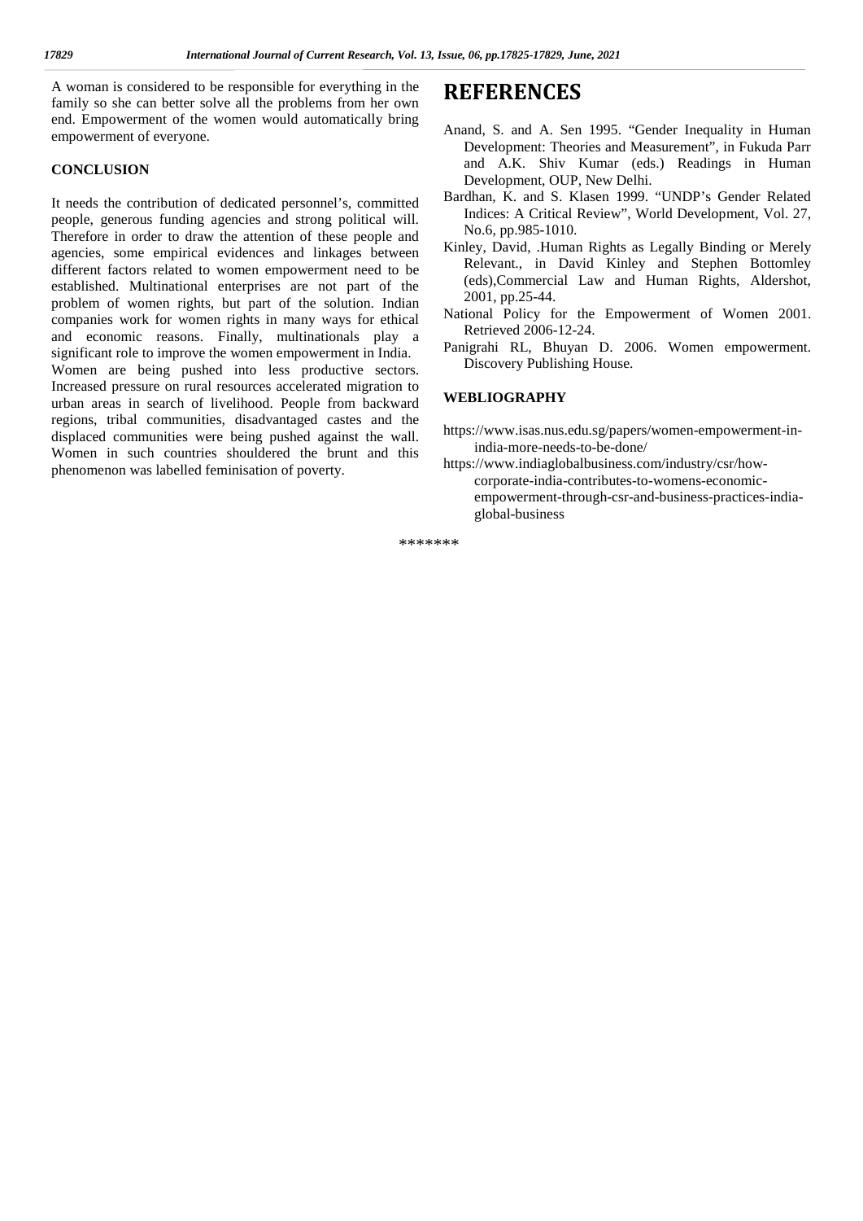A woman is considered to be responsible for everything in the family so she can better solve all the problems from her own end. Empowerment of the women would automatically bring empowerment of everyone.

## CONCLUSION

It needs the contribution of dedicated personnel's, committed people, generous funding agencies and strong political will. Therefore in order to draw the attention of these people and agencies, some empirical evidences and linkages between different factors related to women empowerment need to be established. Multinational enterprises are not part of the problem of women rights, but part of the solution. Indian companies work for women rights in many ways for ethical and economic reasons. Finally, multinationals play a significant role to improve the women empowerment in India.

Women are being pushed into less productive sectors. Increased pressure on rural resources accelerated migration to urban areas in search of livelihood. People from backward regions, tribal communities, disadvantaged castes and the displaced communities were being pushed against the wall. Women in such countries shouldered the brunt and this phenomenon was labelled feminisation of poverty.

# REFERENCES

Anand, S. and A. Sen 1995. "Gender Inequality in Human Development: Theories and Measurement", in Fukuda Parr and A.K. Shiv Kumar (eds.) Readings in Human Development, OUP, New Delhi.

Bardhan, K. and S. Klasen 1999. "UNDP's Gender Related Indices: A Critical Review", World Development, Vol. 27, No.6, pp.985-1010.

Kinley, David, .Human Rights as Legally Binding or Merely Relevant., in David Kinley and Stephen Bottomley (eds),Commercial Law and Human Rights, Aldershot, 2001, pp.25-44.

National Policy for the Empowerment of Women 2001. Retrieved 2006-12-24.

Panigrahi RL, Bhuyan D. 2006. Women empowerment. Discovery Publishing House.

## WEBLIOGRAPHY

https://www.isas.nus.edu.sg/papers/women-empowerment-in-india-more-needs-to-be-done/

https://www.indiaglobalbusiness.com/industry/csr/how-corporate-india-contributes-to-womens-economic-empowerment-through-csr-and-business-practices-india-global-business

*******